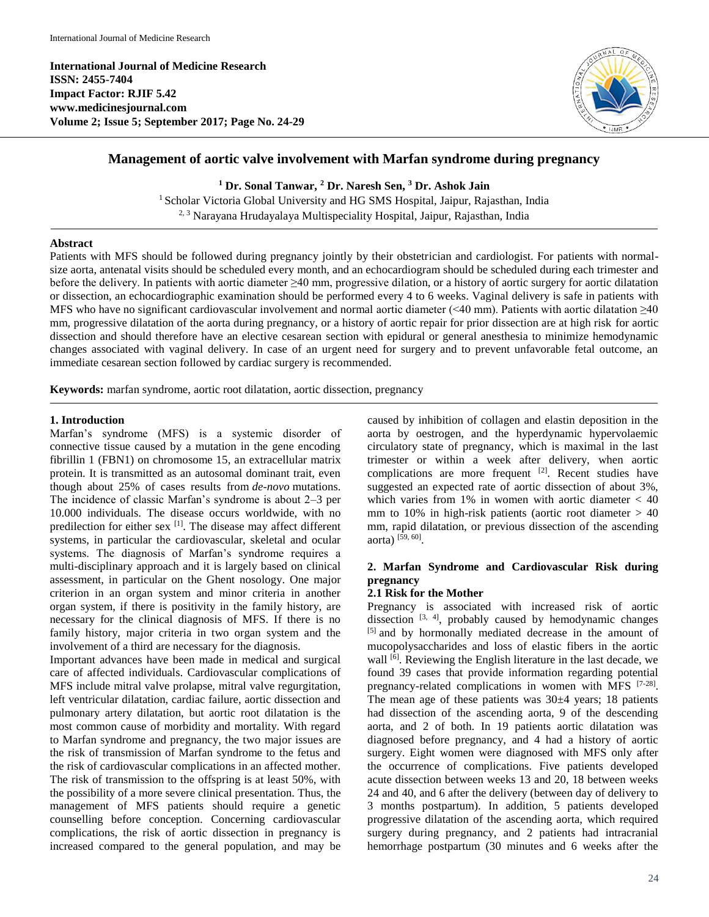**International Journal of Medicine Research**
**ISSN: 2455-7404**
**Impact Factor: RJIF 5.42**
**www.medicinesjournal.com**
**Volume 2; Issue 5; September 2017; Page No. 24-29**

# Management of aortic valve involvement with Marfan syndrome during pregnancy

**[1] Dr. Sonal Tanwar, [2] Dr. Naresh Sen, [3] Dr. Ashok Jain**

[1] Scholar Victoria Global University and HG SMS Hospital, Jaipur, Rajasthan, India

[2, 3] Narayana Hrudayalaya Multispeciality Hospital, Jaipur, Rajasthan, India

## Abstract

Patients with MFS should be followed during pregnancy jointly by their obstetrician and cardiologist. For patients with normal-size aorta, antenatal visits should be scheduled every month, and an echocardiogram should be scheduled during each trimester and before the delivery. In patients with aortic diameter ≥40 mm, progressive dilation, or a history of aortic surgery for aortic dilatation or dissection, an echocardiographic examination should be performed every 4 to 6 weeks. Vaginal delivery is safe in patients with MFS who have no significant cardiovascular involvement and normal aortic diameter (<40 mm). Patients with aortic dilatation ≥40 mm, progressive dilatation of the aorta during pregnancy, or a history of aortic repair for prior dissection are at high risk for aortic dissection and should therefore have an elective cesarean section with epidural or general anesthesia to minimize hemodynamic changes associated with vaginal delivery. In case of an urgent need for surgery and to prevent unfavorable fetal outcome, an immediate cesarean section followed by cardiac surgery is recommended.

**Keywords:** marfan syndrome, aortic root dilatation, aortic dissection, pregnancy

## 1. Introduction

Marfan's syndrome (MFS) is a systemic disorder of connective tissue caused by a mutation in the gene encoding fibrillin 1 (FBN1) on chromosome 15, an extracellular matrix protein. It is transmitted as an autosomal dominant trait, even though about 25% of cases results from *de-novo* mutations. The incidence of classic Marfan's syndrome is about 2–3 per 10.000 individuals. The disease occurs worldwide, with no predilection for either sex [1]. The disease may affect different systems, in particular the cardiovascular, skeletal and ocular systems. The diagnosis of Marfan's syndrome requires a multi-disciplinary approach and it is largely based on clinical assessment, in particular on the Ghent nosology. One major criterion in an organ system and minor criteria in another organ system, if there is positivity in the family history, are necessary for the clinical diagnosis of MFS. If there is no family history, major criteria in two organ system and the involvement of a third are necessary for the diagnosis.

Important advances have been made in medical and surgical care of affected individuals. Cardiovascular complications of MFS include mitral valve prolapse, mitral valve regurgitation, left ventricular dilatation, cardiac failure, aortic dissection and pulmonary artery dilatation, but aortic root dilatation is the most common cause of morbidity and mortality. With regard to Marfan syndrome and pregnancy, the two major issues are the risk of transmission of Marfan syndrome to the fetus and the risk of cardiovascular complications in an affected mother. The risk of transmission to the offspring is at least 50%, with the possibility of a more severe clinical presentation. Thus, the management of MFS patients should require a genetic counselling before conception. Concerning cardiovascular complications, the risk of aortic dissection in pregnancy is increased compared to the general population, and may be caused by inhibition of collagen and elastin deposition in the aorta by oestrogen, and the hyperdynamic hypervolaemic circulatory state of pregnancy, which is maximal in the last trimester or within a week after delivery, when aortic complications are more frequent [2]. Recent studies have suggested an expected rate of aortic dissection of about 3%, which varies from 1% in women with aortic diameter < 40 mm to 10% in high-risk patients (aortic root diameter > 40 mm, rapid dilatation, or previous dissection of the ascending aorta) [59, 60].

## 2. Marfan Syndrome and Cardiovascular Risk during pregnancy

### 2.1 Risk for the Mother

Pregnancy is associated with increased risk of aortic dissection [3, 4], probably caused by hemodynamic changes [5] and by hormonally mediated decrease in the amount of mucopolysaccharides and loss of elastic fibers in the aortic wall [6]. Reviewing the English literature in the last decade, we found 39 cases that provide information regarding potential pregnancy-related complications in women with MFS [7-28]. The mean age of these patients was 30±4 years; 18 patients had dissection of the ascending aorta, 9 of the descending aorta, and 2 of both. In 19 patients aortic dilatation was diagnosed before pregnancy, and 4 had a history of aortic surgery. Eight women were diagnosed with MFS only after the occurrence of complications. Five patients developed acute dissection between weeks 13 and 20, 18 between weeks 24 and 40, and 6 after the delivery (between day of delivery to 3 months postpartum). In addition, 5 patients developed progressive dilatation of the ascending aorta, which required surgery during pregnancy, and 2 patients had intracranial hemorrhage postpartum (30 minutes and 6 weeks after the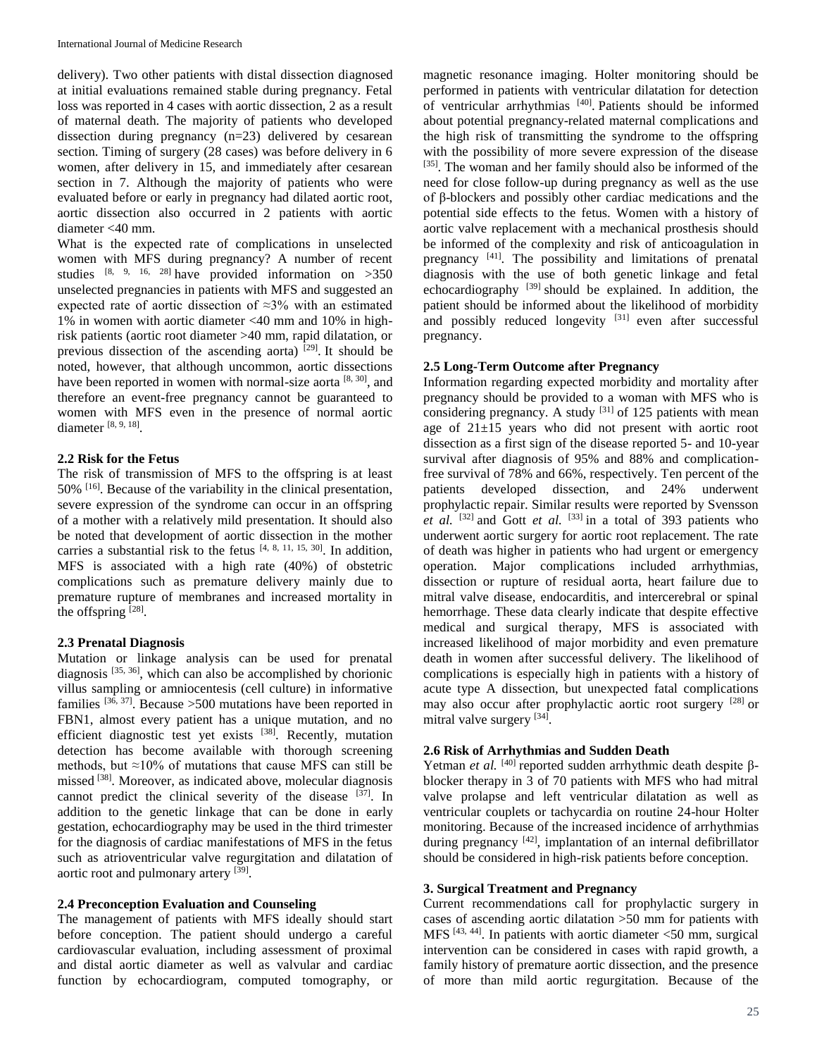delivery). Two other patients with distal dissection diagnosed at initial evaluations remained stable during pregnancy. Fetal loss was reported in 4 cases with aortic dissection, 2 as a result of maternal death. The majority of patients who developed dissection during pregnancy (n=23) delivered by cesarean section. Timing of surgery (28 cases) was before delivery in 6 women, after delivery in 15, and immediately after cesarean section in 7. Although the majority of patients who were evaluated before or early in pregnancy had dilated aortic root, aortic dissection also occurred in 2 patients with aortic diameter <40 mm.

What is the expected rate of complications in unselected women with MFS during pregnancy? A number of recent studies [8, 9, 16, 28] have provided information on >350 unselected pregnancies in patients with MFS and suggested an expected rate of aortic dissection of ≈3% with an estimated 1% in women with aortic diameter <40 mm and 10% in high-risk patients (aortic root diameter >40 mm, rapid dilatation, or previous dissection of the ascending aorta) [29]. It should be noted, however, that although uncommon, aortic dissections have been reported in women with normal-size aorta [8, 30], and therefore an event-free pregnancy cannot be guaranteed to women with MFS even in the presence of normal aortic diameter [8, 9, 18].

### 2.2 Risk for the Fetus

The risk of transmission of MFS to the offspring is at least 50% [16]. Because of the variability in the clinical presentation, severe expression of the syndrome can occur in an offspring of a mother with a relatively mild presentation. It should also be noted that development of aortic dissection in the mother carries a substantial risk to the fetus [4, 8, 11, 15, 30]. In addition, MFS is associated with a high rate (40%) of obstetric complications such as premature delivery mainly due to premature rupture of membranes and increased mortality in the offspring [28].

### 2.3 Prenatal Diagnosis

Mutation or linkage analysis can be used for prenatal diagnosis [35, 36], which can also be accomplished by chorionic villus sampling or amniocentesis (cell culture) in informative families [36, 37]. Because >500 mutations have been reported in FBN1, almost every patient has a unique mutation, and no efficient diagnostic test yet exists [38]. Recently, mutation detection has become available with thorough screening methods, but ≈10% of mutations that cause MFS can still be missed [38]. Moreover, as indicated above, molecular diagnosis cannot predict the clinical severity of the disease [37]. In addition to the genetic linkage that can be done in early gestation, echocardiography may be used in the third trimester for the diagnosis of cardiac manifestations of MFS in the fetus such as atrioventricular valve regurgitation and dilatation of aortic root and pulmonary artery [39].

### 2.4 Preconception Evaluation and Counseling

The management of patients with MFS ideally should start before conception. The patient should undergo a careful cardiovascular evaluation, including assessment of proximal and distal aortic diameter as well as valvular and cardiac function by echocardiogram, computed tomography, or magnetic resonance imaging. Holter monitoring should be performed in patients with ventricular dilatation for detection of ventricular arrhythmias [40]. Patients should be informed about potential pregnancy-related maternal complications and the high risk of transmitting the syndrome to the offspring with the possibility of more severe expression of the disease [35]. The woman and her family should also be informed of the need for close follow-up during pregnancy as well as the use of β-blockers and possibly other cardiac medications and the potential side effects to the fetus. Women with a history of aortic valve replacement with a mechanical prosthesis should be informed of the complexity and risk of anticoagulation in pregnancy [41]. The possibility and limitations of prenatal diagnosis with the use of both genetic linkage and fetal echocardiography [39] should be explained. In addition, the patient should be informed about the likelihood of morbidity and possibly reduced longevity [31] even after successful pregnancy.

### 2.5 Long-Term Outcome after Pregnancy

Information regarding expected morbidity and mortality after pregnancy should be provided to a woman with MFS who is considering pregnancy. A study [31] of 125 patients with mean age of 21±15 years who did not present with aortic root dissection as a first sign of the disease reported 5- and 10-year survival after diagnosis of 95% and 88% and complication-free survival of 78% and 66%, respectively. Ten percent of the patients developed dissection, and 24% underwent prophylactic repair. Similar results were reported by Svensson *et al.* [32] and Gott *et al.* [33] in a total of 393 patients who underwent aortic surgery for aortic root replacement. The rate of death was higher in patients who had urgent or emergency operation. Major complications included arrhythmias, dissection or rupture of residual aorta, heart failure due to mitral valve disease, endocarditis, and intercerebral or spinal hemorrhage. These data clearly indicate that despite effective medical and surgical therapy, MFS is associated with increased likelihood of major morbidity and even premature death in women after successful delivery. The likelihood of complications is especially high in patients with a history of acute type A dissection, but unexpected fatal complications may also occur after prophylactic aortic root surgery [28] or mitral valve surgery [34].

### 2.6 Risk of Arrhythmias and Sudden Death

Yetman *et al.* [40] reported sudden arrhythmic death despite β-blocker therapy in 3 of 70 patients with MFS who had mitral valve prolapse and left ventricular dilatation as well as ventricular couplets or tachycardia on routine 24-hour Holter monitoring. Because of the increased incidence of arrhythmias during pregnancy [42], implantation of an internal defibrillator should be considered in high-risk patients before conception.

## 3. Surgical Treatment and Pregnancy

Current recommendations call for prophylactic surgery in cases of ascending aortic dilatation >50 mm for patients with MFS [43, 44]. In patients with aortic diameter <50 mm, surgical intervention can be considered in cases with rapid growth, a family history of premature aortic dissection, and the presence of more than mild aortic regurgitation. Because of the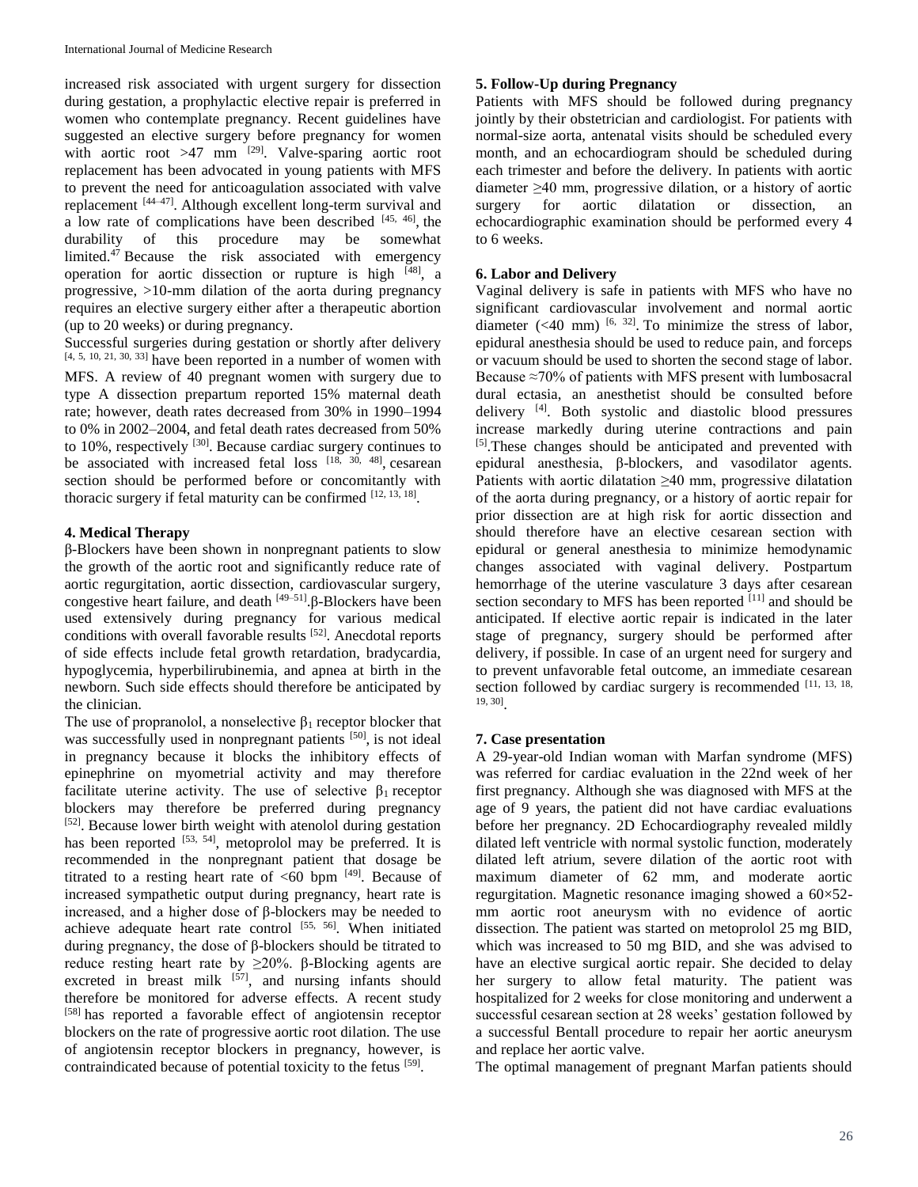increased risk associated with urgent surgery for dissection during gestation, a prophylactic elective repair is preferred in women who contemplate pregnancy. Recent guidelines have suggested an elective surgery before pregnancy for women with aortic root >47 mm [29]. Valve-sparing aortic root replacement has been advocated in young patients with MFS to prevent the need for anticoagulation associated with valve replacement [44–47]. Although excellent long-term survival and a low rate of complications have been described [45, 46], the durability of this procedure may be somewhat limited.[47] Because the risk associated with emergency operation for aortic dissection or rupture is high [48], a progressive, >10-mm dilation of the aorta during pregnancy requires an elective surgery either after a therapeutic abortion (up to 20 weeks) or during pregnancy.

Successful surgeries during gestation or shortly after delivery [4, 5, 10, 21, 30, 33] have been reported in a number of women with MFS. A review of 40 pregnant women with surgery due to type A dissection prepartum reported 15% maternal death rate; however, death rates decreased from 30% in 1990–1994 to 0% in 2002–2004, and fetal death rates decreased from 50% to 10%, respectively [30]. Because cardiac surgery continues to be associated with increased fetal loss [18, 30, 48], cesarean section should be performed before or concomitantly with thoracic surgery if fetal maturity can be confirmed [12, 13, 18].

## 4. Medical Therapy

β-Blockers have been shown in nonpregnant patients to slow the growth of the aortic root and significantly reduce rate of aortic regurgitation, aortic dissection, cardiovascular surgery, congestive heart failure, and death [49–51]. β-Blockers have been used extensively during pregnancy for various medical conditions with overall favorable results [52]. Anecdotal reports of side effects include fetal growth retardation, bradycardia, hypoglycemia, hyperbilirubinemia, and apnea at birth in the newborn. Such side effects should therefore be anticipated by the clinician.

The use of propranolol, a nonselective $\beta_1$ receptor blocker that was successfully used in nonpregnant patients [50], is not ideal in pregnancy because it blocks the inhibitory effects of epinephrine on myometrial activity and may therefore facilitate uterine activity. The use of selective $\beta_1$ receptor blockers may therefore be preferred during pregnancy [52]. Because lower birth weight with atenolol during gestation has been reported [53, 54], metoprolol may be preferred. It is recommended in the nonpregnant patient that dosage be titrated to a resting heart rate of <60 bpm [49]. Because of increased sympathetic output during pregnancy, heart rate is increased, and a higher dose of β-blockers may be needed to achieve adequate heart rate control [55, 56]. When initiated during pregnancy, the dose of β-blockers should be titrated to reduce resting heart rate by ≥20%. β-Blocking agents are excreted in breast milk [57], and nursing infants should therefore be monitored for adverse effects. A recent study [58] has reported a favorable effect of angiotensin receptor blockers on the rate of progressive aortic root dilation. The use of angiotensin receptor blockers in pregnancy, however, is contraindicated because of potential toxicity to the fetus [59].

## 5. Follow-Up during Pregnancy

Patients with MFS should be followed during pregnancy jointly by their obstetrician and cardiologist. For patients with normal-size aorta, antenatal visits should be scheduled every month, and an echocardiogram should be scheduled during each trimester and before the delivery. In patients with aortic diameter ≥40 mm, progressive dilation, or a history of aortic surgery for aortic dilatation or dissection, an echocardiographic examination should be performed every 4 to 6 weeks.

## 6. Labor and Delivery

Vaginal delivery is safe in patients with MFS who have no significant cardiovascular involvement and normal aortic diameter (<40 mm) [6, 32]. To minimize the stress of labor, epidural anesthesia should be used to reduce pain, and forceps or vacuum should be used to shorten the second stage of labor. Because ≈70% of patients with MFS present with lumbosacral dural ectasia, an anesthetist should be consulted before delivery [4]. Both systolic and diastolic blood pressures increase markedly during uterine contractions and pain [5]. These changes should be anticipated and prevented with epidural anesthesia, β-blockers, and vasodilator agents. Patients with aortic dilatation ≥40 mm, progressive dilatation of the aorta during pregnancy, or a history of aortic repair for prior dissection are at high risk for aortic dissection and should therefore have an elective cesarean section with epidural or general anesthesia to minimize hemodynamic changes associated with vaginal delivery. Postpartum hemorrhage of the uterine vasculature 3 days after cesarean section secondary to MFS has been reported [11] and should be anticipated. If elective aortic repair is indicated in the later stage of pregnancy, surgery should be performed after delivery, if possible. In case of an urgent need for surgery and to prevent unfavorable fetal outcome, an immediate cesarean section followed by cardiac surgery is recommended [11, 13, 18, 19, 30].

## 7. Case presentation

A 29-year-old Indian woman with Marfan syndrome (MFS) was referred for cardiac evaluation in the 22nd week of her first pregnancy. Although she was diagnosed with MFS at the age of 9 years, the patient did not have cardiac evaluations before her pregnancy. 2D Echocardiography revealed mildly dilated left ventricle with normal systolic function, moderately dilated left atrium, severe dilation of the aortic root with maximum diameter of 62 mm, and moderate aortic regurgitation. Magnetic resonance imaging showed a 60×52-mm aortic root aneurysm with no evidence of aortic dissection. The patient was started on metoprolol 25 mg BID, which was increased to 50 mg BID, and she was advised to have an elective surgical aortic repair. She decided to delay her surgery to allow fetal maturity. The patient was hospitalized for 2 weeks for close monitoring and underwent a successful cesarean section at 28 weeks' gestation followed by a successful Bentall procedure to repair her aortic aneurysm and replace her aortic valve.

The optimal management of pregnant Marfan patients should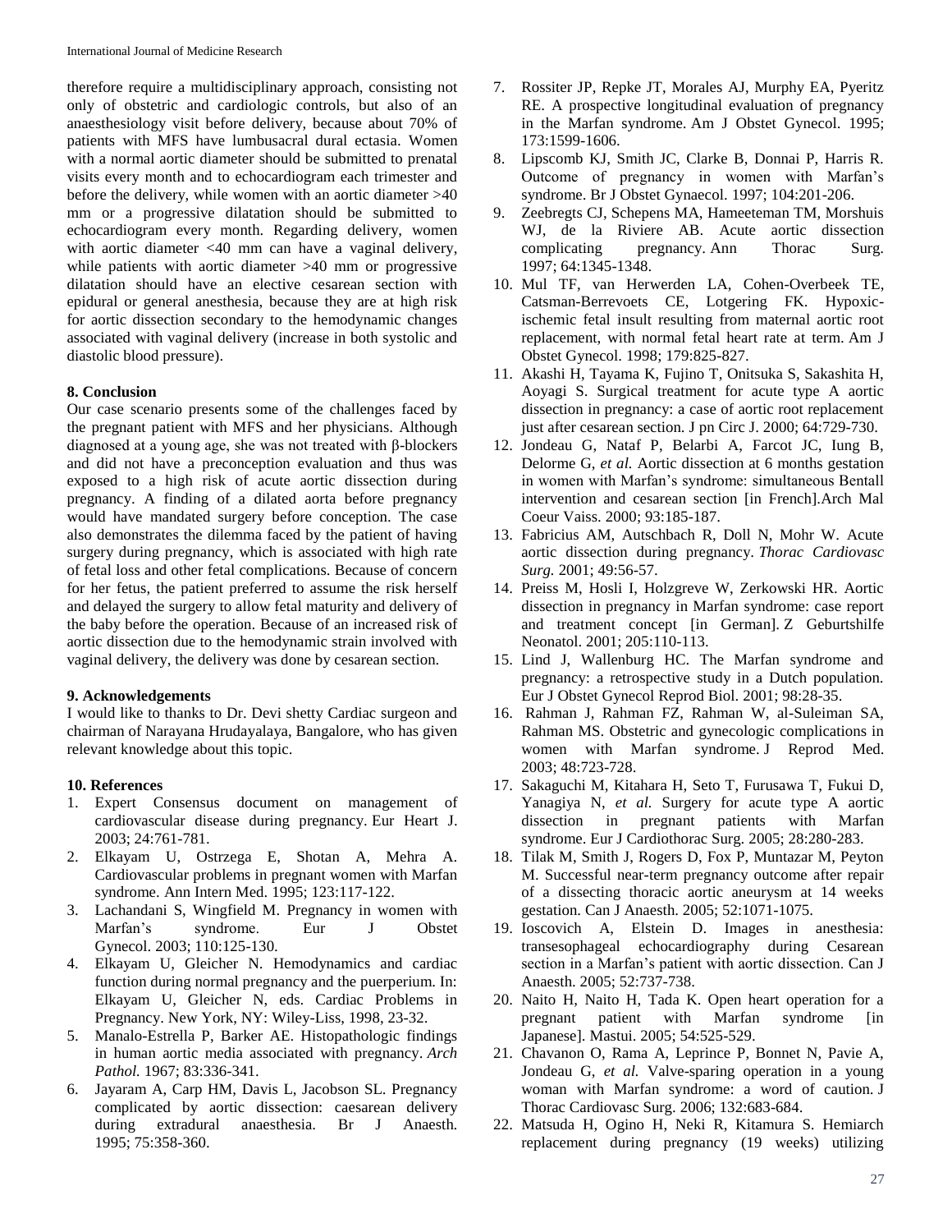therefore require a multidisciplinary approach, consisting not only of obstetric and cardiologic controls, but also of an anaesthesiology visit before delivery, because about 70% of patients with MFS have lumbusacral dural ectasia. Women with a normal aortic diameter should be submitted to prenatal visits every month and to echocardiogram each trimester and before the delivery, while women with an aortic diameter >40 mm or a progressive dilatation should be submitted to echocardiogram every month. Regarding delivery, women with aortic diameter <40 mm can have a vaginal delivery, while patients with aortic diameter >40 mm or progressive dilatation should have an elective cesarean section with epidural or general anesthesia, because they are at high risk for aortic dissection secondary to the hemodynamic changes associated with vaginal delivery (increase in both systolic and diastolic blood pressure).

## 8. Conclusion

Our case scenario presents some of the challenges faced by the pregnant patient with MFS and her physicians. Although diagnosed at a young age, she was not treated with β-blockers and did not have a preconception evaluation and thus was exposed to a high risk of acute aortic dissection during pregnancy. A finding of a dilated aorta before pregnancy would have mandated surgery before conception. The case also demonstrates the dilemma faced by the patient of having surgery during pregnancy, which is associated with high rate of fetal loss and other fetal complications. Because of concern for her fetus, the patient preferred to assume the risk herself and delayed the surgery to allow fetal maturity and delivery of the baby before the operation. Because of an increased risk of aortic dissection due to the hemodynamic strain involved with vaginal delivery, the delivery was done by cesarean section.

## 9. Acknowledgements

I would like to thanks to Dr. Devi shetty Cardiac surgeon and chairman of Narayana Hrudayalaya, Bangalore, who has given relevant knowledge about this topic.

## 10. References

1. Expert Consensus document on management of cardiovascular disease during pregnancy. Eur Heart J. 2003; 24:761-781.
2. Elkayam U, Ostrzega E, Shotan A, Mehra A. Cardiovascular problems in pregnant women with Marfan syndrome. Ann Intern Med. 1995; 123:117-122.
3. Lachandani S, Wingfield M. Pregnancy in women with Marfan's syndrome. Eur J Obstet Gynecol. 2003; 110:125-130.
4. Elkayam U, Gleicher N. Hemodynamics and cardiac function during normal pregnancy and the puerperium. In: Elkayam U, Gleicher N, eds. Cardiac Problems in Pregnancy. New York, NY: Wiley-Liss, 1998, 23-32.
5. Manalo-Estrella P, Barker AE. Histopathologic findings in human aortic media associated with pregnancy. *Arch Pathol.* 1967; 83:336-341.
6. Jayaram A, Carp HM, Davis L, Jacobson SL. Pregnancy complicated by aortic dissection: caesarean delivery during extradural anaesthesia. Br J Anaesth. 1995; 75:358-360.
7. Rossiter JP, Repke JT, Morales AJ, Murphy EA, Pyeritz RE. A prospective longitudinal evaluation of pregnancy in the Marfan syndrome. Am J Obstet Gynecol. 1995; 173:1599-1606.
8. Lipscomb KJ, Smith JC, Clarke B, Donnai P, Harris R. Outcome of pregnancy in women with Marfan's syndrome. Br J Obstet Gynaecol. 1997; 104:201-206.
9. Zeebregts CJ, Schepens MA, Hameeteman TM, Morshuis WJ, de la Riviere AB. Acute aortic dissection complicating pregnancy. Ann Thorac Surg. 1997; 64:1345-1348.
10. Mul TF, van Herwerden LA, Cohen-Overbeek TE, Catsman-Berrevoets CE, Lotgering FK. Hypoxic-ischemic fetal insult resulting from maternal aortic root replacement, with normal fetal heart rate at term. Am J Obstet Gynecol. 1998; 179:825-827.
11. Akashi H, Tayama K, Fujino T, Onitsuka S, Sakashita H, Aoyagi S. Surgical treatment for acute type A aortic dissection in pregnancy: a case of aortic root replacement just after cesarean section. J pn Circ J. 2000; 64:729-730.
12. Jondeau G, Nataf P, Belarbi A, Farcot JC, Iung B, Delorme G, *et al.* Aortic dissection at 6 months gestation in women with Marfan's syndrome: simultaneous Bentall intervention and cesarean section [in French].Arch Mal Coeur Vaiss. 2000; 93:185-187.
13. Fabricius AM, Autschbach R, Doll N, Mohr W. Acute aortic dissection during pregnancy. *Thorac Cardiovasc Surg.* 2001; 49:56-57.
14. Preiss M, Hosli I, Holzgreve W, Zerkowski HR. Aortic dissection in pregnancy in Marfan syndrome: case report and treatment concept [in German]. Z Geburtshilfe Neonatol. 2001; 205:110-113.
15. Lind J, Wallenburg HC. The Marfan syndrome and pregnancy: a retrospective study in a Dutch population. Eur J Obstet Gynecol Reprod Biol. 2001; 98:28-35.
16. Rahman J, Rahman FZ, Rahman W, al-Suleiman SA, Rahman MS. Obstetric and gynecologic complications in women with Marfan syndrome. J Reprod Med. 2003; 48:723-728.
17. Sakaguchi M, Kitahara H, Seto T, Furusawa T, Fukui D, Yanagiya N, *et al.* Surgery for acute type A aortic dissection in pregnant patients with Marfan syndrome. Eur J Cardiothorac Surg. 2005; 28:280-283.
18. Tilak M, Smith J, Rogers D, Fox P, Muntazar M, Peyton M. Successful near-term pregnancy outcome after repair of a dissecting thoracic aortic aneurysm at 14 weeks gestation. Can J Anaesth. 2005; 52:1071-1075.
19. Ioscovich A, Elstein D. Images in anesthesia: transesophageal echocardiography during Cesarean section in a Marfan's patient with aortic dissection. Can J Anaesth. 2005; 52:737-738.
20. Naito H, Naito H, Tada K. Open heart operation for a pregnant patient with Marfan syndrome [in Japanese]. Mastui. 2005; 54:525-529.
21. Chavanon O, Rama A, Leprince P, Bonnet N, Pavie A, Jondeau G, *et al.* Valve-sparing operation in a young woman with Marfan syndrome: a word of caution. J Thorac Cardiovasc Surg. 2006; 132:683-684.
22. Matsuda H, Ogino H, Neki R, Kitamura S. Hemiarch replacement during pregnancy (19 weeks) utilizing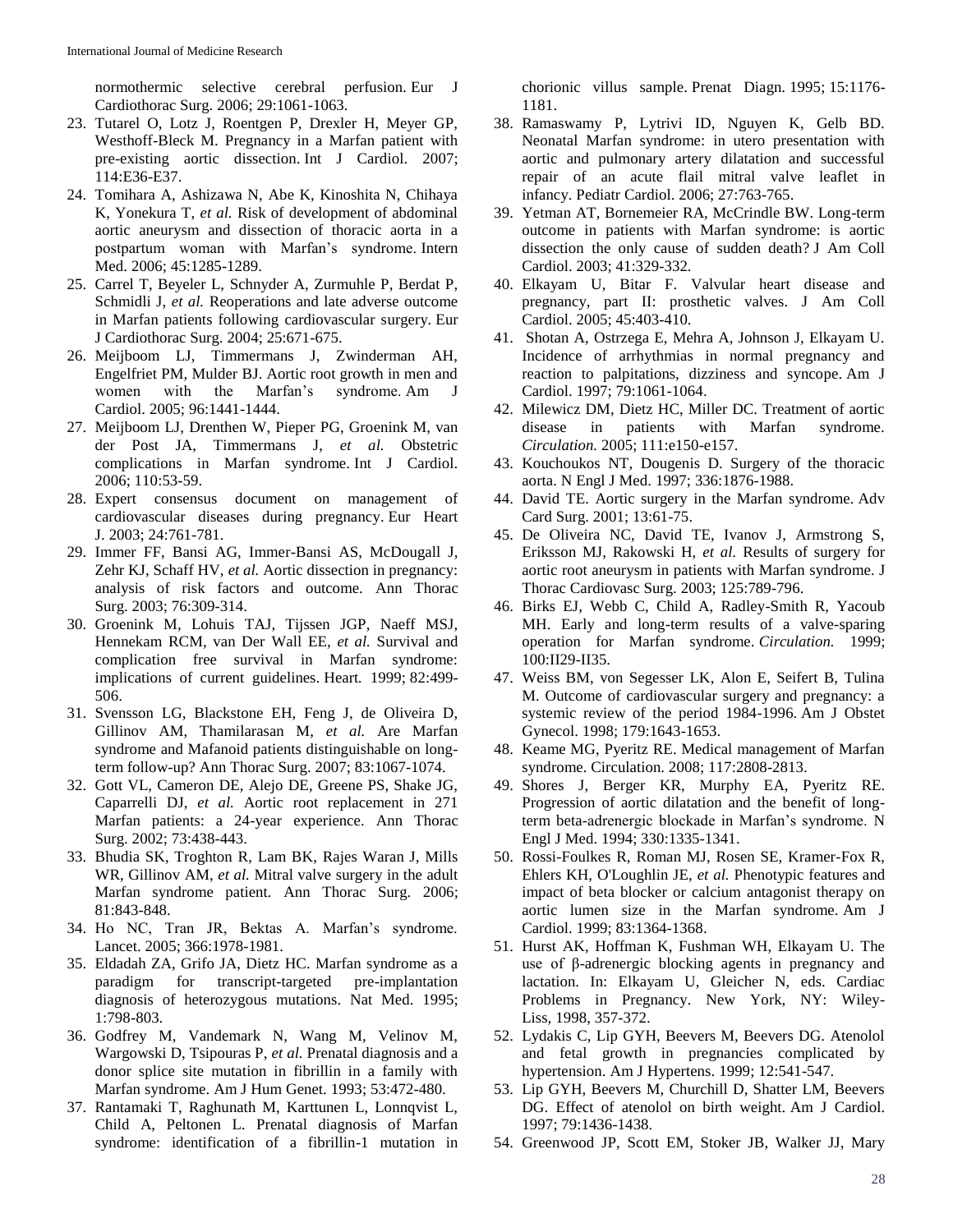normothermic selective cerebral perfusion. Eur J Cardiothorac Surg. 2006; 29:1061-1063.

23. Tutarel O, Lotz J, Roentgen P, Drexler H, Meyer GP, Westhoff-Bleck M. Pregnancy in a Marfan patient with pre-existing aortic dissection. Int J Cardiol. 2007; 114:E36-E37.
24. Tomihara A, Ashizawa N, Abe K, Kinoshita N, Chihaya K, Yonekura T, *et al.* Risk of development of abdominal aortic aneurysm and dissection of thoracic aorta in a postpartum woman with Marfan's syndrome. Intern Med. 2006; 45:1285-1289.
25. Carrel T, Beyeler L, Schnyder A, Zurmuhle P, Berdat P, Schmidli J, *et al.* Reoperations and late adverse outcome in Marfan patients following cardiovascular surgery. Eur J Cardiothorac Surg. 2004; 25:671-675.
26. Meijboom LJ, Timmermans J, Zwinderman AH, Engelfriet PM, Mulder BJ. Aortic root growth in men and women with the Marfan's syndrome. Am J Cardiol. 2005; 96:1441-1444.
27. Meijboom LJ, Drenthen W, Pieper PG, Groenink M, van der Post JA, Timmermans J, *et al.* Obstetric complications in Marfan syndrome. Int J Cardiol. 2006; 110:53-59.
28. Expert consensus document on management of cardiovascular diseases during pregnancy. Eur Heart J. 2003; 24:761-781.
29. Immer FF, Bansi AG, Immer-Bansi AS, McDougall J, Zehr KJ, Schaff HV, *et al.* Aortic dissection in pregnancy: analysis of risk factors and outcome. Ann Thorac Surg. 2003; 76:309-314.
30. Groenink M, Lohuis TAJ, Tijssen JGP, Naeff MSJ, Hennekam RCM, van Der Wall EE, *et al.* Survival and complication free survival in Marfan syndrome: implications of current guidelines. Heart. 1999; 82:499-506.
31. Svensson LG, Blackstone EH, Feng J, de Oliveira D, Gillinov AM, Thamilarasan M, *et al.* Are Marfan syndrome and Mafanoid patients distinguishable on long-term follow-up? Ann Thorac Surg. 2007; 83:1067-1074.
32. Gott VL, Cameron DE, Alejo DE, Greene PS, Shake JG, Caparrelli DJ, *et al.* Aortic root replacement in 271 Marfan patients: a 24-year experience. Ann Thorac Surg. 2002; 73:438-443.
33. Bhudia SK, Troghton R, Lam BK, Rajes Waran J, Mills WR, Gillinov AM, *et al.* Mitral valve surgery in the adult Marfan syndrome patient. Ann Thorac Surg. 2006; 81:843-848.
34. Ho NC, Tran JR, Bektas A. Marfan's syndrome. Lancet. 2005; 366:1978-1981.
35. Eldadah ZA, Grifo JA, Dietz HC. Marfan syndrome as a paradigm for transcript-targeted pre-implantation diagnosis of heterozygous mutations. Nat Med. 1995; 1:798-803.
36. Godfrey M, Vandemark N, Wang M, Velinov M, Wargowski D, Tsipouras P, *et al.* Prenatal diagnosis and a donor splice site mutation in fibrillin in a family with Marfan syndrome. Am J Hum Genet. 1993; 53:472-480.
37. Rantamaki T, Raghunath M, Karttunen L, Lonnqvist L, Child A, Peltonen L. Prenatal diagnosis of Marfan syndrome: identification of a fibrillin-1 mutation in chorionic villus sample. Prenat Diagn. 1995; 15:1176-1181.
38. Ramaswamy P, Lytrivi ID, Nguyen K, Gelb BD. Neonatal Marfan syndrome: in utero presentation with aortic and pulmonary artery dilatation and successful repair of an acute flail mitral valve leaflet in infancy. Pediatr Cardiol. 2006; 27:763-765.
39. Yetman AT, Bornemeier RA, McCrindle BW. Long-term outcome in patients with Marfan syndrome: is aortic dissection the only cause of sudden death? J Am Coll Cardiol. 2003; 41:329-332.
40. Elkayam U, Bitar F. Valvular heart disease and pregnancy, part II: prosthetic valves. J Am Coll Cardiol. 2005; 45:403-410.
41. Shotan A, Ostrzega E, Mehra A, Johnson J, Elkayam U. Incidence of arrhythmias in normal pregnancy and reaction to palpitations, dizziness and syncope. Am J Cardiol. 1997; 79:1061-1064.
42. Milewicz DM, Dietz HC, Miller DC. Treatment of aortic disease in patients with Marfan syndrome. *Circulation.* 2005; 111:e150-e157.
43. Kouchoukos NT, Dougenis D. Surgery of the thoracic aorta. N Engl J Med. 1997; 336:1876-1988.
44. David TE. Aortic surgery in the Marfan syndrome. Adv Card Surg. 2001; 13:61-75.
45. De Oliveira NC, David TE, Ivanov J, Armstrong S, Eriksson MJ, Rakowski H, *et al.* Results of surgery for aortic root aneurysm in patients with Marfan syndrome. J Thorac Cardiovasc Surg. 2003; 125:789-796.
46. Birks EJ, Webb C, Child A, Radley-Smith R, Yacoub MH. Early and long-term results of a valve-sparing operation for Marfan syndrome. *Circulation.* 1999; 100:II29-II35.
47. Weiss BM, von Segesser LK, Alon E, Seifert B, Tulina M. Outcome of cardiovascular surgery and pregnancy: a systemic review of the period 1984-1996. Am J Obstet Gynecol. 1998; 179:1643-1653.
48. Keame MG, Pyeritz RE. Medical management of Marfan syndrome. Circulation. 2008; 117:2808-2813.
49. Shores J, Berger KR, Murphy EA, Pyeritz RE. Progression of aortic dilatation and the benefit of long-term beta-adrenergic blockade in Marfan's syndrome. N Engl J Med. 1994; 330:1335-1341.
50. Rossi-Foulkes R, Roman MJ, Rosen SE, Kramer-Fox R, Ehlers KH, O'Loughlin JE, *et al.* Phenotypic features and impact of beta blocker or calcium antagonist therapy on aortic lumen size in the Marfan syndrome. Am J Cardiol. 1999; 83:1364-1368.
51. Hurst AK, Hoffman K, Fushman WH, Elkayam U. The use of β-adrenergic blocking agents in pregnancy and lactation. In: Elkayam U, Gleicher N, eds. Cardiac Problems in Pregnancy. New York, NY: Wiley-Liss, 1998, 357-372.
52. Lydakis C, Lip GYH, Beevers M, Beevers DG. Atenolol and fetal growth in pregnancies complicated by hypertension. Am J Hypertens. 1999; 12:541-547.
53. Lip GYH, Beevers M, Churchill D, Shatter LM, Beevers DG. Effect of atenolol on birth weight. Am J Cardiol. 1997; 79:1436-1438.
54. Greenwood JP, Scott EM, Stoker JB, Walker JJ, Mary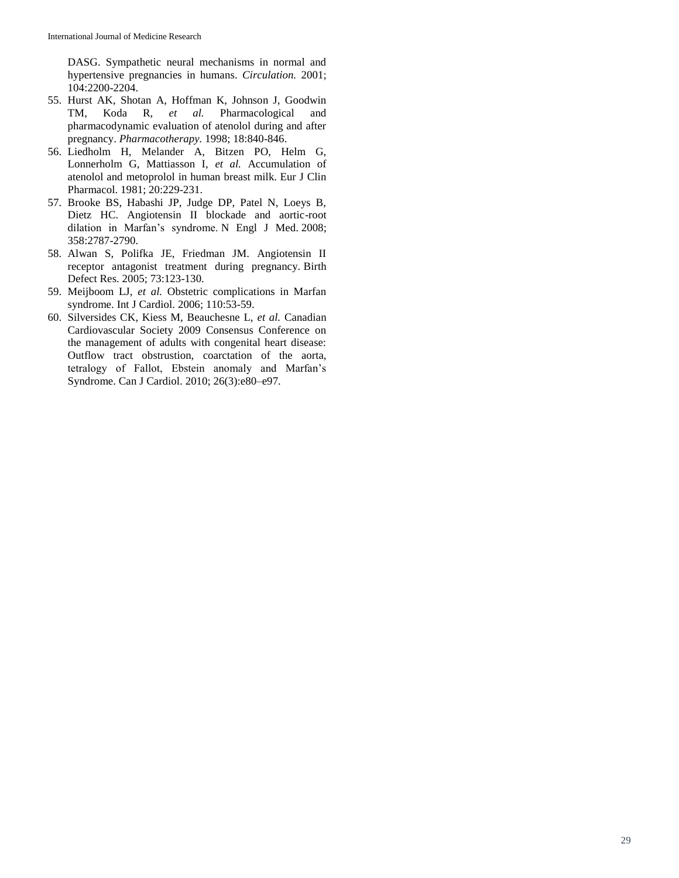DASG. Sympathetic neural mechanisms in normal and hypertensive pregnancies in humans. *Circulation.* 2001; 104:2200-2204.

55. Hurst AK, Shotan A, Hoffman K, Johnson J, Goodwin TM, Koda R, *et al.* Pharmacological and pharmacodynamic evaluation of atenolol during and after pregnancy. *Pharmacotherapy.* 1998; 18:840-846.
56. Liedholm H, Melander A, Bitzen PO, Helm G, Lonnerholm G, Mattiasson I, *et al.* Accumulation of atenolol and metoprolol in human breast milk. Eur J Clin Pharmacol. 1981; 20:229-231.
57. Brooke BS, Habashi JP, Judge DP, Patel N, Loeys B, Dietz HC. Angiotensin II blockade and aortic-root dilation in Marfan's syndrome. N Engl J Med. 2008; 358:2787-2790.
58. Alwan S, Polifka JE, Friedman JM. Angiotensin II receptor antagonist treatment during pregnancy. Birth Defect Res. 2005; 73:123-130.
59. Meijboom LJ, *et al.* Obstetric complications in Marfan syndrome. Int J Cardiol. 2006; 110:53-59.
60. Silversides CK, Kiess M, Beauchesne L, *et al.* Canadian Cardiovascular Society 2009 Consensus Conference on the management of adults with congenital heart disease: Outflow tract obstrustion, coarctation of the aorta, tetralogy of Fallot, Ebstein anomaly and Marfan's Syndrome. Can J Cardiol. 2010; 26(3):e80–e97.